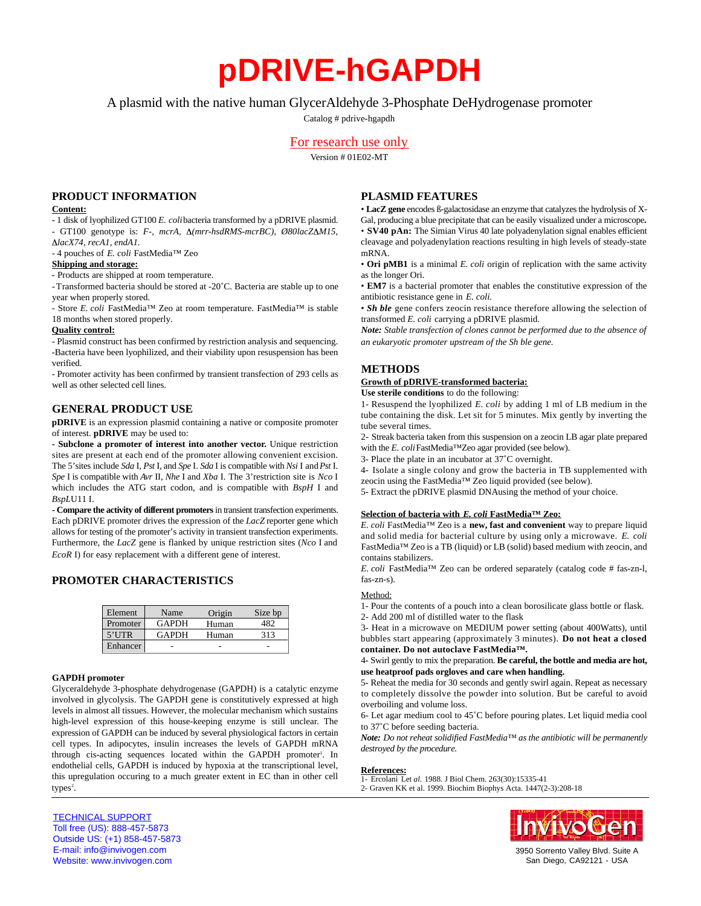# pDRIVE-hGAPDH

A plasmid with the native human GlycerAldehyde 3-Phosphate DeHydrogenase promoter

Catalog # pdrive-hgapdh

For research use only

Version # 01E02-MT

## PRODUCT INFORMATION

**Content:**

- 1 disk of lyophilized GT100 *E. coli* bacteria transformed by a pDRIVE plasmid.
- GT100 genotype is: *F-, mcrA, Δ(mrr-hsdRMS-mcrBC), Ø80lacZΔM15, ΔlacX74, recA1, endA1.*
- 4 pouches of *E. coli* FastMedia™ Zeo

**Shipping and storage:**

- Products are shipped at room temperature.
- Transformed bacteria should be stored at -20˚C. Bacteria are stable up to one year when properly stored.
- Store *E. coli* FastMedia™ Zeo at room temperature. FastMedia™ is stable 18 months when stored properly.

**Quality control:**

- Plasmid construct has been confirmed by restriction analysis and sequencing.
- Bacteria have been lyophilized, and their viability upon resuspension has been verified.
- Promoter activity has been confirmed by transient transfection of 293 cells as well as other selected cell lines.

## GENERAL PRODUCT USE

**pDRIVE** is an expression plasmid containing a native or composite promoter of interest. **pDRIVE** may be used to:

**- Subclone a promoter of interest into another vector.** Unique restriction sites are present at each end of the promoter allowing convenient excision. The 5'sites include *Sda* I, *Pst* I, and *Spe* I. *Sda* I is compatible with *Nsi* I and *Pst* I. *Spe* I is compatible with *Avr* II, *Nhe* I and *Xba* I. The 3'restriction site is *Nco* I which includes the ATG start codon, and is compatible with *BspH* I and *BspLU*11 I.

**- Compare the activity of different promoters** in transient transfection experiments. Each pDRIVE promoter drives the expression of the *LacZ* reporter gene which allows for testing of the promoter's activity in transient transfection experiments. Furthermore, the *LacZ* gene is flanked by unique restriction sites (*Nco* I and *EcoR* I) for easy replacement with a different gene of interest.

## PROMOTER CHARACTERISTICS

| Element | Name | Origin | Size bp |
|---|---|---|---|
| Promoter | GAPDH | Human | 482 |
| 5'UTR | GAPDH | Human | 313 |
| Enhancer | - | - | - |

**GAPDH promoter**

Glyceraldehyde 3-phosphate dehydrogenase (GAPDH) is a catalytic enzyme involved in glycolysis. The GAPDH gene is constitutively expressed at high levels in almost all tissues. However, the molecular mechanism which sustains high-level expression of this house-keeping enzyme is still unclear. The expression of GAPDH can be induced by several physiological factors in certain cell types. In adipocytes, insulin increases the levels of GAPDH mRNA through cis-acting sequences located within the GAPDH promoter[1]. In endothelial cells, GAPDH is induced by hypoxia at the transcriptional level, this upregulation occuring to a much greater extent in EC than in other cell types[2].

## PLASMID FEATURES

• **LacZ gene** encodes ß-galactosidase an enzyme that catalyzes the hydrolysis of X-Gal, producing a blue precipitate that can be easily visualized under a microscope**.**

• **SV40 pAn:** The Simian Virus 40 late polyadenylation signal enables efficient cleavage and polyadenylation reactions resulting in high levels of steady-state mRNA.

• **Ori pMB1** is a minimal *E. coli* origin of replication with the same activity as the longer Ori.

• **EM7** is a bacterial promoter that enables the constitutive expression of the antibiotic resistance gene in *E. coli.*

• ***Sh ble*** gene confers zeocin resistance therefore allowing the selection of transformed *E. coli* carrying a pDRIVE plasmid.

***Note:*** *Stable transfection of clones cannot be performed due to the absence of an eukaryotic promoter upstream of the Sh ble gene.*

## METHODS

**Growth of pDRIVE-transformed bacteria:**

**Use sterile conditions** to do the following:

1- Resuspend the lyophilized *E. coli* by adding 1 ml of LB medium in the tube containing the disk. Let sit for 5 minutes. Mix gently by inverting the tube several times.

2- Streak bacteria taken from this suspension on a zeocin LB agar plate prepared with the *E. coli* FastMedia™Zeo agar provided (see below).

3- Place the plate in an incubator at 37˚C overnight.

4- Isolate a single colony and grow the bacteria in TB supplemented with zeocin using the FastMedia™ Zeo liquid provided (see below).

5- Extract the pDRIVE plasmid DNAusing the method of your choice.

**Selection of bacteria with *E. coli* FastMedia™ Zeo:**

*E. coli* FastMedia™ Zeo is a **new, fast and convenient** way to prepare liquid and solid media for bacterial culture by using only a microwave. *E. coli* FastMedia™ Zeo is a TB (liquid) or LB (solid) based medium with zeocin, and contains stabilizers.

*E. coli* FastMedia™ Zeo can be ordered separately (catalog code # fas-zn-l, fas-zn-s).

Method:

1- Pour the contents of a pouch into a clean borosilicate glass bottle or flask.

2- Add 200 ml of distilled water to the flask

3- Heat in a microwave on MEDIUM power setting (about 400Watts), until bubbles start appearing (approximately 3 minutes). **Do not heat a closed container. Do not autoclave FastMedia™.**

4- Swirl gently to mix the preparation. **Be careful, the bottle and media are hot, use heatproof pads orgloves and care when handling.**

5- Reheat the media for 30 seconds and gently swirl again. Repeat as necessary to completely dissolve the powder into solution. But be careful to avoid overboiling and volume loss.

6- Let agar medium cool to 45˚C before pouring plates. Let liquid media cool to 37˚C before seeding bacteria.

***Note:*** *Do not reheat solidified FastMedia™ as the antibiotic will be permanently destroyed by the procedure.*

**References:**

1- Ercolani Let *al.* 1988. J Biol Chem. 263(30):15335-41

2- Graven KK et al. 1999. Biochim Biophys Acta. 1447(2-3):208-18

TECHNICAL SUPPORT
Toll free (US): 888-457-5873
Outside US: (+1) 858-457-5873
E-mail: info@invivogen.com
Website: www.invivogen.com

InvivoGen
3950 Sorrento Valley Blvd. Suite A
San Diego, CA92121 - USA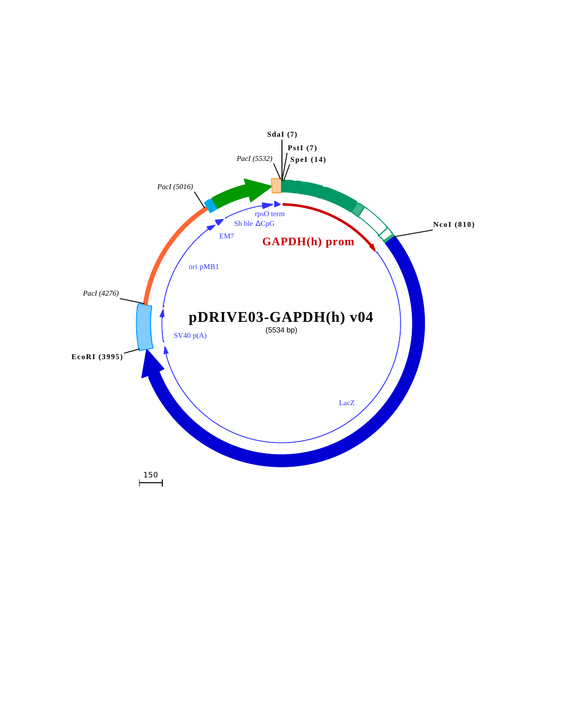# pDRIVE03-GAPDH(h) v04

(5534 bp)

SdaI (7)

PstI (7)

SpeI (14)

*PacI (5532)*

*PacI (5016)*

NcoI (810)

*PacI (4276)*

EcoRI (3995)

rpsO term

Sh ble ΔCpG

EM7

GAPDH(h) prom

ori pMB1

SV40 p(A)

LacZ

150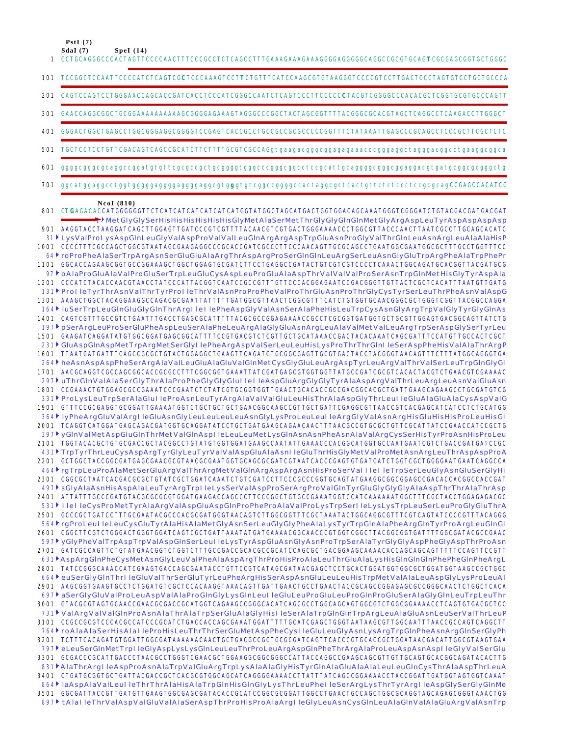```
PstI (7)
SdaI (7)        SpeI (14)
   1  CCTGCAGGGCCCACTAGTTCCCCAACTTTCCCGCCTCTCAGCCTTTGAAAGAAAGAAAGGGGAGGGGGCAGGCCGCGTGCAGTCGCGAGCGGTGCTGGGC

 101  TCCGGCTCCAATTCCCCATCTCAGTCGCTCCCAAAGTCCTTCTGTTTCATCCAAGCGTGTAAGGGTCCCCGTCCTTGACTCCCTAGTGTCCTGCTGCCCA

 201  CAGTCCAGTCCTGGGAACCAGCACCGATCACCTCCCATCGGGCCAATCTCAGTCCCTTCCCCCCTACGTCGGGGCCCACACGCTCGGTGCGTGCCCAGTT

 301  GAACCAGGCGGCTGCGGAAAAAAAAAAAGCGGGGAGAAAGTAGGGCCCGGCTACTAGCGGTTTTACGGGCGCACGTAGCTCAGGCCTCAAGACCTTGGGCT

 401  GGGACTGGCTGAGCCTGGCGGGAGGCGGGGTCCGAGTCACCGCCTGCCGCCGCGCCCCCGGTTTCTATAAATTGAGCCCGCAGCCTCCCGCTTCGCTCTC

 501  TGCTCCTCCTGTTCGACAGTCAGCCGCATCTTCTTTTGCGTCGCCAGgtgaagacgggcggagagaaacccgggaggctagggacggcctgaaggcggca

 601  ggggcgggcgcaggccggatgtgttcgcgccgctgcggggtgggcccgggcggcctccgcattgcaggggcgggcggaggacgtgatgcggcgcggctg

 701  ggcatggaggcctggtgggggaggggaggggaggcgtgggtgtcggccggggccactaggcgctcactgttctctccctccgcgcagCCGAGCCACATCG

                NcoI (810)
 801  CTGAGACACCATGGGGGGTTCTCATCATCATCATCATCATGGTATGGCTAGCATGACTGGTGGACAGCAAATGGGTCGGGATCTGTACGACGATGACGAT
        1▸MetGlyGlySerHisHisHisHisHisHisGlyMetAlaSerMetThrGlyGlyGlnGlnMetGlyArgAspLeuTyrAspAspAspAsp
 901  AAGGTACCTAAGGATCAGCTTGGAGTTGATCCCGTCGTTTTACAACGTCGTGACTGGGAAAACCCTGGCGTTACCCAACTTAATCGCCTTGCAGCACATC
  31▸LysValProLysAspGlnLeuGlyValAspProValValLeuGlnArgArgAspTrpGluAsnProGlyValThrGlnLeuAsnArgLeuAlaAlaHisP
1001  CCCCTTTCGCCAGCTGGCGTAATAGCGAAGAGGCCCGCACCGATCGCCCTTCCCAACAGTTGCGCAGCCTGAATGGCGAATGGCGCTTTGCCTGGTTTCC
  64▸roProPheAlaSerTrpArgAsnSerGluGluAlaArgThrAspArgProSerGlnGlnLeuArgSerLeuAsnGlyGluTrpArgPheAlaTrpPhePr
1101  GGCACCAGAAGCGGTGCCGGAAAGCTGGCTGGAGTGCGATCTTCCTGAGGCCGATACTGTCGTCGTCCCCTCAAACTGGCAGATGCACGGTTACGATGCG
  97▸oAlaProGluAlaValProGluSerTrpLeuGluCysAspLeuProGluAlaAspThrValValValProSerAsnTrpGlnMetHisGlyTyrAspAla
1201  CCCATCTACACCAACGTAACCTATCCCATTACGGTCAATCCGCCGTTTGTTCCCACGGAGAATCCGACGGGTTGTTACTCGCTCACATTTAATGTTGATG
 131▸ProIleTyrThrAsnValThrTyrProIleThrValAsnProProPheValProThrGluAsnProThrGlyCysTyrSerLeuThrPheAsnValAspG
1301  AAAGCTGGCTACAGGAAGGCCAGACGCGAATTATTTTTGATGGCGTTAACTCGGCGTTTCATCTGTGGTGCAACGGGCGCTGGGTCGGTTACGGCCAGGA
 164▸luSerTrpLeuGlnGluGlyGlnThrArgIleIlePheAspGlyValAsnSerAlaPheHisLeuTrpCysAsnGlyArgTrpValGlyTyrGlyGlnAs
1401  CAGTCGTTTGCCGTCTGAATTTGACCTGAGCGCATTTTTACGCGCCGGAGAAAACCGCCTCGCGGTGATGGTGCTGCGTTGGAGTGACGGCAGTTATCTG
 197▸pSerArgLeuProSerGluPheAspLeuSerAlaPheLeuArgAlaGlyGluAsnArgLeuAlaValMetValLeuArgTrpSerAspGlySerTyrLeu
1501  GAAGATCAGGATATGTGGCGGATGAGCGGCATTTTCCGTGACGTCTCGTTGCTGCATAAACCGACTACACAAATCAGCGATTTCCATGTTGCCACTCGCT
 231▸GluAspGlnAspMetTrpArgMetSerGlyIlePheArgAspValSerLeuLeuHisLysProThrThrGlnIleSerAspPheHisValAlaThrArgP
1601  TTAATGATGATTTCAGCCGCGCTGTACTGGAGGCTGAAGTTCAGATGTGCGGCGAGTTGCGTGACTACCTACGGGTAACAGTTTCTTTATGGCAGGGTGA
 264▸heAsnAspAspPheSerArgAlaValLeuGluAlaGluValGlnMetCysGlyGluLeuArgAspTyrLeuArgValThrValSerLeuTrpGlnGlyGl
1701  AACGCAGGTCGCCAGCGGCACCGCGCCTTTCGGCGGTGAAATTATCGATGAGCGTGGTGGTTATGCCGATCGCGTCACACTACGTCTGAACGTCGAAAAC
 297▸uThrGlnValAlaSerGlyThrAlaProPheGlyGlyGluIleIleAspGluArgGlyGlyTyrAlaAspArgValThrLeuArgLeuAsnValGluAsn
1801  CCGAAACTGTGGAGCGCCGAAATCCCGAATCTCTATCGTGCGGTGGTTGAACTGCACACCGCCGACGGCACGCTGATTGAAGCAGAAGCCTGCGATGTCG
 331▸ProLysLeuTrpSerAlaGluIleProAsnLeuTyrArgAlaValValGluLeuHisThrAlaAspGlyThrLeuIleGluAlaGluAlaCysAspValG
1901  GTTTCCGCGAGGTGCGGATTGAAAATGGTCTGCTGCTGCTGAACGGCAAGCCGTTGCTGATTCGAGGCGTTAACCGTCACGAGCATCATCCTCTGCATGG
 364▸lyPheArgGluValArgIleGluAsnGlyLeuLeuLeuLeuAsnGlyLysProLeuLeuIleArgGlyValAsnArgHisGluHisHisProLeuHisGl
2001  TCAGGTCATGGATGAGCAGACGATGGTGCAGGATATCCTGCTGATGAAGCAGAACAACTTTAACGCCGTGCGCTGTTCGCATTATCCGAACCATCCGCTG
 397▸yGlnValMetAspGluGlnThrMetValGlnAspIleLeuLeuMetLysGlnAsnAsnPheAsnAlaValArgCysSerHisTyrProAsnHisProLeu
2101  TGGTACACGCTGTGCGACCGCTACGGCCTGTATGTGGTGGATGAAGCCAATATTGAAACCCACGGCATGGTGCCAATGAATCGTCTGACCGATGATCCGC
 431▸TrpTyrThrLeuCysAspArgTyrGlyLeuTyrValValAspGluAlaAsnIleGluThrHisGlyMetValProMetAsnArgLeuThrAspAspProA
2201  GCTGGCTACCGGCGATGAGCGAACGCGTAACGCGAATGGTGCAGCGCGATCGTAATCACCCGAGTGTGATCATCTGGTCGCTGGGGAATGAATCAGGCCA
 464▸rgTrpLeuProAlaMetSerGluArgValThrArgMetValGlnArgAspArgAsnHisProSerValIleIleTrpSerLeuGlyAsnGluSerGlyHi
2301  CGGCGCTAATCACGACGCGCTGTATCGCTGGATCAAATCTGTCGATCCTTCCCGCCCGGTGCAGTATGAAGGCGGCGGAGCCGACACCACGGCCACCGAT
 497▸sGlyAlaAsnHisAspAlaLeuTyrArgTrpIleLysSerValAspProSerArgProValGlnTyrGluGlyGlyGlyAlaAspThrThrAlaThrAsp
2401  ATTATTTGCCCGATGTACGCGCGCGTGGATGAAGACCAGCCCTTCCCGGCTGTGCCGAAATGGTCCATCAAAAAATGGCTTTCGCTACCTGGAGAGACGC
 531▸IleIleCysProMetTyrAlaArgValAspGluAspGlnProPheProAlaValProLysTrpSerIleLysLysTrpLeuSerLeuProGlyGluThrA
2501  GCCCGCTGATCCTTTGCGAATACGCCCACGCGATGGGTAACAGTCTTGGCGGTTTCGCTAAATACTGGCAGGCGTTTCGTCAGTATCCCCGTTTACAGGG
 564▸rgProLeuIleLeuCysGluTyrAlaHisAlaMetGlyAsnSerLeuGlyGlyPheAlaLysTyrTrpGlnAlaPheArgGlnTyrProArgLeuGlnGl
2601  CGGCTTCGTCTGGGACTGGGTGGATCAGTCGCTGATTAAATATGATGAAAACGGCAACCCGTGGTCGGCTTACGGCGGTGATTTTGGCGATACGCCGAAC
 597▸yGlyPheValTrpAspTrpValAspGlnSerLeuIleLysTyrAspGluAsnGlyAsnProTrpSerAlaTyrGlyGlyAspPheGlyAspThrProAsn
2701  GATCGCCAGTTCTGTATGAACGGTCTGGTCTTTGCCGACCGCACGCCGCATCCAGCGCTGACGGAAGCAAAACACCAGCAGCAGTTTTTCCAGTTCCGTT
 631▸AspArgGlnPheCysMetAsnGlyLeuValPheAlaAspArgThrProHisProAlaLeuThrGluAlaLysHisGlnGlnGlnPhePheGlnPheArgL
2801  TATCCGGGCAAACCATCGAAGTGACCAGCGAATACCTGTTCCGTCATAGCGATAACGAGCTCCTGCACTGGATGGTGGCGCTGGATGGTAAGCCGCTGGC
 664▸euSerGlyGlnThrIleGluValThrSerGluTyrLeuPheArgHisSerAspAsnGluLeuLeuHisTrpMetValAlaLeuAspGlyLysProLeuAl
2901  AAGCGGTGAAGTGCCTCTGGATGTCGCTCCACAAGGTAAACAGTTGATTGAACTGCCTGAACTACCGCAGCCGGAGAGCGCCGGGCAACTCTGGCTCACA
 697▸aSerGlyGluValProLeuAspValAlaProGlnGlyLysGlnLeuIleGluLeuProGluLeuProGlnProGluSerAlaGlyGlnLeuTrpLeuThr
3001  GTACGCGTAGTGCAACCGAACGCGACCGCATGGTCAGAAGCCGGGCACATCAGCGCCTGGCAGCAGTGGCGTCTGGCGGAAAACCTCAGTGTGACGCTCC
 731▸ValArgValValGlnProAsnAlaThrAlaTrpSerGluAlaGlyHisIleSerAlaTrpGlnGlnTrpArgLeuAlaGluAsnLeuSerValThrLeuP
3101  CCGCCGCGTCCCACGCCATCCCGCATCTGACCACCAGCGAAATGGATTTTTGCATCGAGCTGGGTAATAAGCGTTGGCAATTTAACCGCCAGTCAGGCTT
 764▸roAlaAlaSerHisAlaIleProHisLeuThrThrSerGluMetAspPheCysIleGluLeuGlyAsnLysArgTrpGlnPheAsnArgGlnSerGlyPh
3201  TCTTTCACAGATGTGGATTGGCGATAAAAAACAACTGCTGACGCCGCTGCGCGATCAGTTCACCCGTGCACCGCTGGATAACGACATTGGCGTAAGTGAA
 797▸eLeuSerGlnMetTrpIleGlyAspLysLysGlnLeuLeuThrProLeuArgAspGlnPheThrArgAlaProLeuAspAsnAspIleGlyValSerGlu
3301  GCGACCCGCATTGACCCTAACGCCTGGGTCGAACGCTGGAAGGCGGCGGGCCATTACCAGGCCGAAGCAGCGTTGTTGCAGTGCACGGCAGATACACTTG
 831▸AlaThrArgIleAspProAsnAlaTrpValGluArgTrpLysAlaAlaGlyHisTyrGlnAlaGluAlaAlaLeuLeuGlnCysThrAlaAspThrLeuA
3401  CTGATGCGGTGCTGATTACGACCGCTCACGCGTGGCAGCATCAGGGGAAAACCTTATTTATCAGCCGGAAAACCTACCGGATTGATGGTAGTGGTCAAAT
 864▸laAspAlaValLeuIleThrThrAlaHisAlaTrpGlnHisGlnGlyLysThrLeuPheIleSerArgLysThrTyrArgIleAspGlySerGlyGlnMe
3501  GGCGATTACCGTTGATGTTGAAGTGGCGAGCGATACACCGCATCCGGCGCGGATTGGCCTGAACTGCCAGCTGGCGCAGGTAGCAGAGCGGGTAAACTGG
 897▸tAlaIleThrValAspValGluValAlaSerAspThrProHisProAlaArgIleGlyLeuAsnCysGlnLeuAlaGlnValAlaGluArgValAsnTrp
```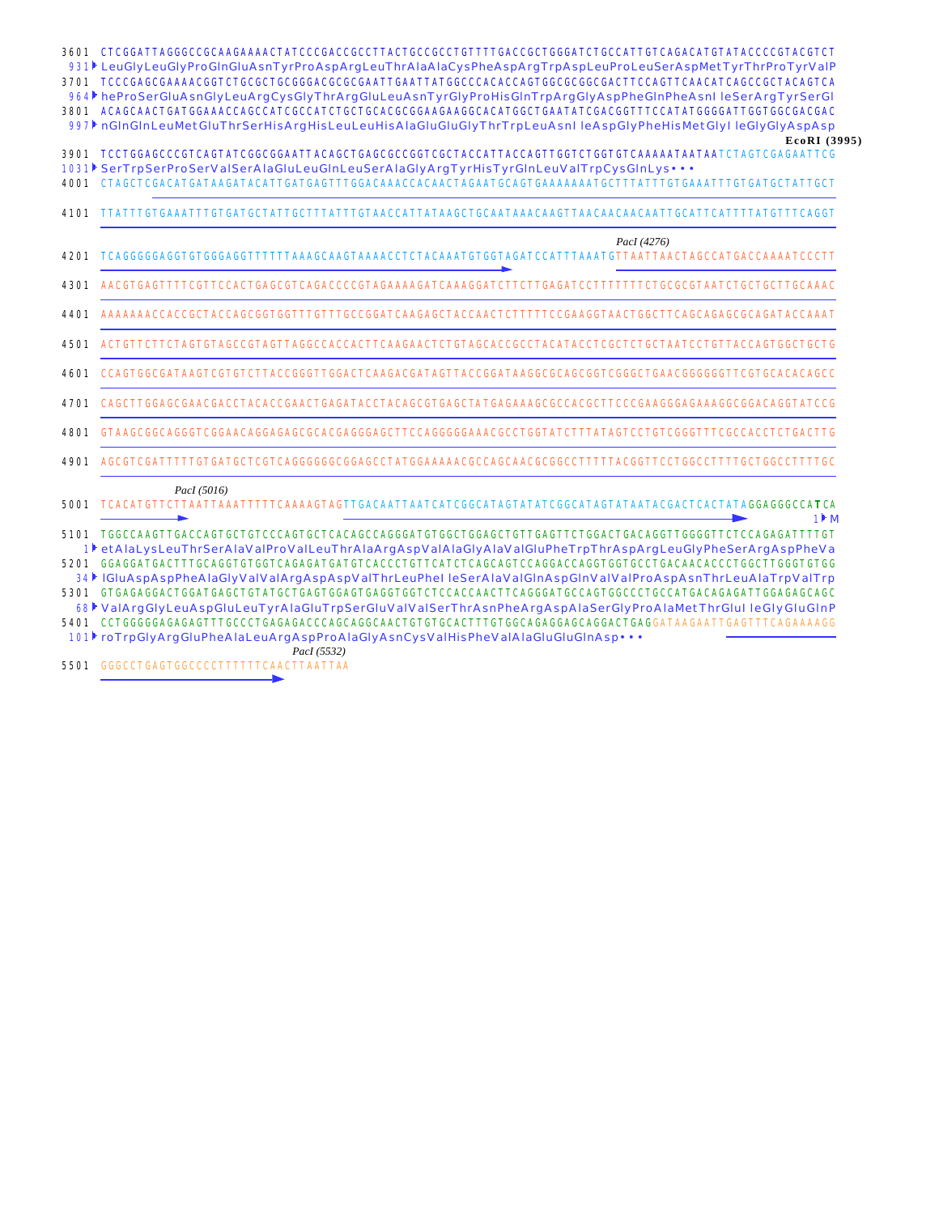```
3601  CTCGGATTAGGGCCGCAAGAAAACTATCCCGACCGCCTTACTGCCGCCTGTTTTGACCGCTGGGATCTGCCATTGTCAGACATGTATACCCCGTACGTCT
931▸  LeuGlyLeuGlyProGlnGluAsnTyrProAspArgLeuThrAlaAlaCysPheAspArgTrpAspLeuProLeuSerAspMetTyrThrProTyrValP
3701  TCCCGAGCGAAAACGGTCTGCGCTGCGGGACGCGCGAATTGAATTATGGCCCACACCAGTGGCGCGGCGACTTCCAGTTCAACATCAGCCGCTACAGTCA
964▸  heProSerGluAsnGlyLeuArgCysGlyThrArgGluLeuAsnTyrGlyProHisGlnTrpArgGlyAspPheGlnPheAsnIleSerArgTyrSerGl
3801  ACAGCAACTGATGGAAACCAGCCATCGCCATCTGCTGCACGCGGAAGAAGGCACATGGCTGAATATCGACGGTTTCCATATGGGGATTGGTGGCGACGAC
997▸  nGlnGlnLeuMetGluThrSerHisArgHisLeuLeuHisAlaGluGluGlyThrTrpLeuAsnIleAspGlyPheHisMetGlyIleGlyGlyAspAsp
                                                                                                   EcoRI (3995)
3901  TCCTGGAGCCCGTCAGTATCGGCGGAATTACAGCTGAGCGCCGGTCGCTACCATTACCAGTTGGTCTGGTGTCAAAAATAATAATCTAGTCGAGAATTCG
1031▸ SerTrpSerProSerValSerAlaGluLeuGlnLeuSerAlaGlyArgTyrHisTyrGlnLeuValTrpCysGlnLys•••
4001  CTAGCTCGACATGATAAGATACATTGATGAGTTTGGACAAACCACAACTAGAATGCAGTGAAAAAAATGCTTTATTTGTGAAATTTGTGATGCTATTGCT
4101  TTATTTGTGAAATTTGTGATGCTATTGCTTTATTTGTAACCATTATAAGCTGCAATAAACAAGTTAACAACAACAATTGCATTCATTTTATGTTTCAGGT
                                                                                     PacI (4276)
4201  TCAGGGGGAGGTGTGGGAGGTTTTTTAAAGCAAGTAAAACCTCTACAAATGTGGTAGATCCATTTAAATGTTAATTAACTAGCCATGACCAAAATCCCTT
4301  AACGTGAGTTTTCGTTCCACTGAGCGTCAGACCCCGTAGAAAAGATCAAAGGATCTTCTTGAGATCCTTTTTTTCTGCGCGTAATCTGCTGCTTGCAAAC
4401  AAAAAAACCACCGCTACCAGCGGTGGTTTGTTTGCCGGATCAAGAGCTACCAACTCTTTTTCCGAAGGTAACTGGCTTCAGCAGAGCGCAGATACCAAAT
4501  ACTGTTCTTCTAGTGTAGCCGTAGTTAGGCCACCACTTCAAGAACTCTGTAGCACCGCCTACATACCTCGCTCTGCTAATCCTGTTACCAGTGGCTGCTG
4601  CCAGTGGCGATAAGTCGTGTCTTACCGGGTTGGACTCAAGACGATAGTTACCGGATAAGGCGCAGCGGTCGGGCTGAACGGGGGGTTCGTGCACACAGCC
4701  CAGCTTGGAGCGAACGACCTACACCGAACTGAGATACCTACAGCGTGAGCTATGAGAAAGCGCCACGCTTCCCGAAGGGAGAAAGGCGGACAGGTATCCG
4801  GTAAGCGGCAGGGTCGGAACAGGAGAGCGCACGAGGGAGCTTCCAGGGGGAAACGCCTGGTATCTTTATAGTCCTGTCGGGTTTCGCCACCTCTGACTTG
4901  AGCGTCGATTTTTGTGATGCTCGTCAGGGGGGCGGAGCCTATGGAAAAACGCCAGCAACGCGGCCTTTTTACGGTTCCTGGCCTTTTGCTGGCCTTTTGC
                  PacI (5016)
5001  TCACATGTTCTTAATTAAATTTTTCAAAAGTAGTTGACAATTAATCATCGGCATAGTATATCGGCATAGTATAATACGACTCACTATAGGAGGGCCATCA
                                                                                                      1▸ M
5101  TGGCCAAGTTGACCAGTGCTGTCCCAGTGCTCACAGCCAGGGATGTGGCTGGAGCTGTTGAGTTCTGGACTGACAGGTTGGGGTTCTCCAGAGATTTTGT
1▸    etAlaLysLeuThrSerAlaValProValLeuThrAlaArgAspValAlaGlyAlaValGluPheTrpThrAspArgLeuGlyPheSerArgAspPheVa
5201  GGAGGATGACTTTGCAGGTGTGGTCAGAGATGATGTCACCCTGTTCATCTCAGCAGTCCAGGACCAGGTGGTGCCTGACAACACCCTGGCTTGGGTGTGG
34▸   lGluAspAspPheAlaGlyValValArgAspAspValThrLeuPheIleSerAlaValGlnAspGlnValValProAspAsnThrLeuAlaTrpValTrp
5301  GTGAGAGGACTGGATGAGCTGTATGCTGAGTGGAGTGAGGTGGTCTCCACCAACTTCAGGGATGCCAGTGGCCCTGCCATGACAGAGATTGGAGAGCAGC
68▸   ValArgGlyLeuAspGluLeuTyrAlaGluTrpSerGluValValSerThrAsnPheArgAspAlaSerGlyProAlaMetThrGluIleGlyGluGlnP
5401  CCTGGGGGAGAGAGTTTGCCCTGAGAGACCCAGCAGGCAACTGTGTGCACTTTGTGGCAGAGGAGCAGGACTGAGGATAAGAATTGAGTTTCAGAAAAGG
101▸  roTrpGlyArgGluPheAlaLeuArgAspProAlaGlyAsnCysValHisPheValAlaGluGluGlnAsp•••
                                  PacI (5532)
5501  GGGCCTGAGTGGCCCCTTTTTTCAACTTAATTAA
```